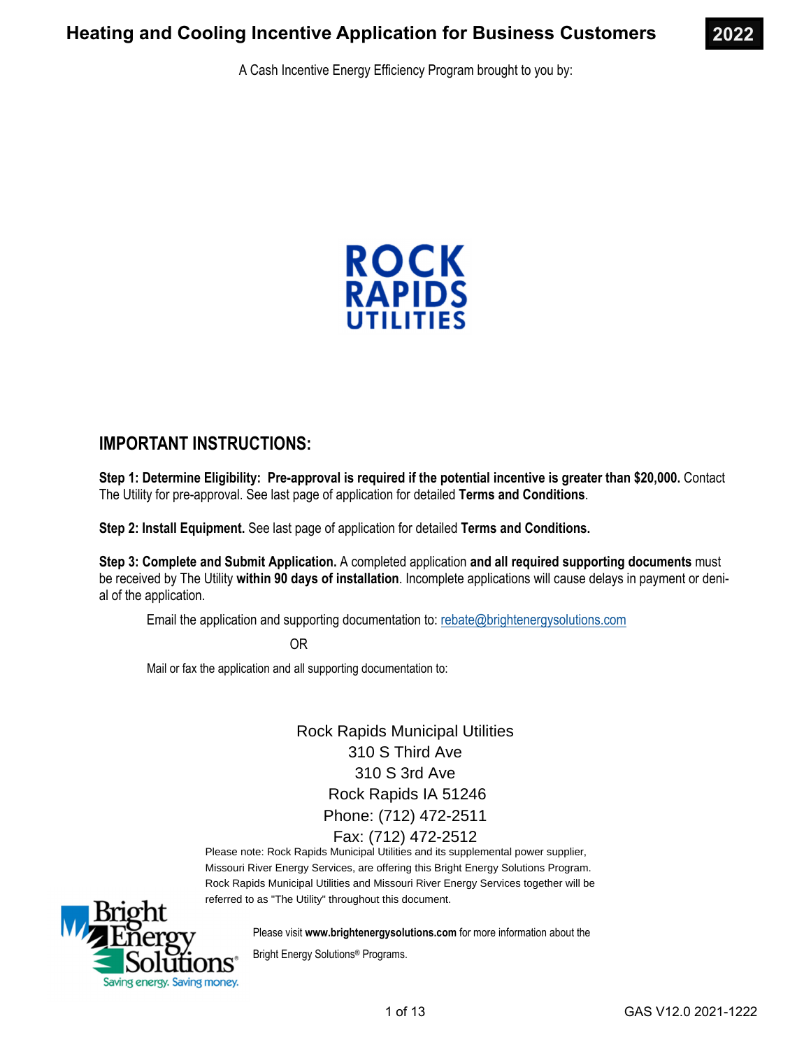# Heating and Cooling Incentive Application for Business Customers **2022**

A Cash Incentive Energy Efficiency Program brought to you by:

ROCK RAPIDS UTILITIES

## IMPORTANT INSTRUCTIONS:

**Step 1: Determine Eligibility: Pre-approval is required if the potential incentive is greater than $20,000.** Contact The Utility for pre-approval. See last page of application for detailed **Terms and Conditions**.

**Step 2: Install Equipment.** See last page of application for detailed **Terms and Conditions.**

**Step 3: Complete and Submit Application.** A completed application **and all required supporting documents** must be received by The Utility **within 90 days of installation**. Incomplete applications will cause delays in payment or denial of the application.

Email the application and supporting documentation to: rebate@brightenergysolutions.com

OR

Mail or fax the application and all supporting documentation to:

Rock Rapids Municipal Utilities
310 S Third Ave
310 S 3rd Ave
Rock Rapids IA 51246
Phone: (712) 472-2511
Fax: (712) 472-2512

Please note: Rock Rapids Municipal Utilities and its supplemental power supplier, Missouri River Energy Services, are offering this Bright Energy Solutions Program. Rock Rapids Municipal Utilities and Missouri River Energy Services together will be referred to as "The Utility" throughout this document.

Bright Energy Solutions® — Saving energy. Saving money.

Please visit **www.brightenergysolutions.com** for more information about the Bright Energy Solutions® Programs.

GAS V12.0 2021-1222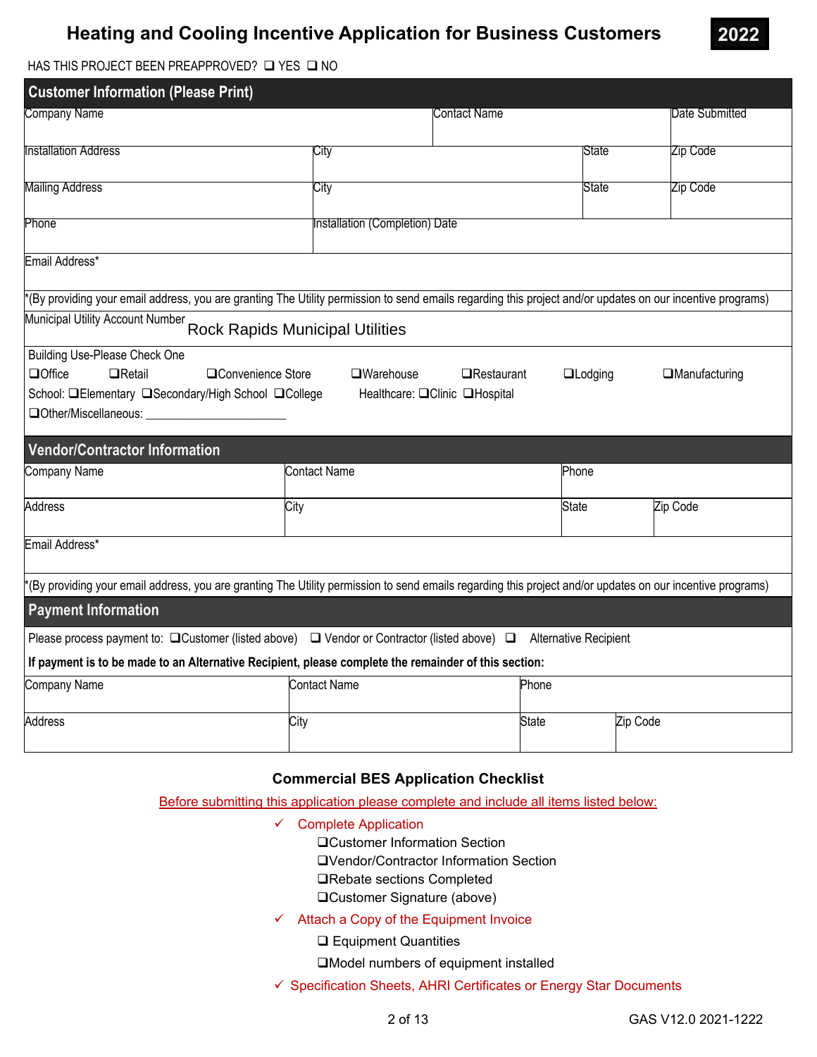# Heating and Cooling Incentive Application for Business Customers

**2022**

HAS THIS PROJECT BEEN PREAPPROVED? ❑ YES ❑ NO

## Customer Information (Please Print)

| Company Name | | Contact Name | | Date Submitted |
|---|---|---|---|---|
| Installation Address | City | | State | Zip Code |
| Mailing Address | City | | State | Zip Code |
| Phone | Installation (Completion) Date | | | |
| Email Address* | | | | |

*(By providing your email address, you are granting The Utility permission to send emails regarding this project and/or updates on our incentive programs)

Municipal Utility Account Number Rock Rapids Municipal Utilities

Building Use-Please Check One

❑Office ❑Retail ❑Convenience Store ❑Warehouse ❑Restaurant ❑Lodging ❑Manufacturing

School: ❑Elementary ❑Secondary/High School ❑College Healthcare: ❑Clinic ❑Hospital

❑Other/Miscellaneous: ______________________

## Vendor/Contractor Information

| Company Name | Contact Name | Phone | |
|---|---|---|---|
| Address | City | State | Zip Code |
| Email Address* | | | |

*(By providing your email address, you are granting The Utility permission to send emails regarding this project and/or updates on our incentive programs)

## Payment Information

Please process payment to: ❑Customer (listed above) ❑ Vendor or Contractor (listed above) ❑ Alternative Recipient

**If payment is to be made to an Alternative Recipient, please complete the remainder of this section:**

| Company Name | Contact Name | Phone | |
|---|---|---|---|
| Address | City | State | Zip Code |

### Commercial BES Application Checklist

Before submitting this application please complete and include all items listed below:

- ✓ Complete Application
  - ❑Customer Information Section
  - ❑Vendor/Contractor Information Section
  - ❑Rebate sections Completed
  - ❑Customer Signature (above)
- ✓ Attach a Copy of the Equipment Invoice
  - ❑ Equipment Quantities
  - ❑Model numbers of equipment installed
- ✓ Specification Sheets, AHRI Certificates or Energy Star Documents

GAS V12.0 2021-1222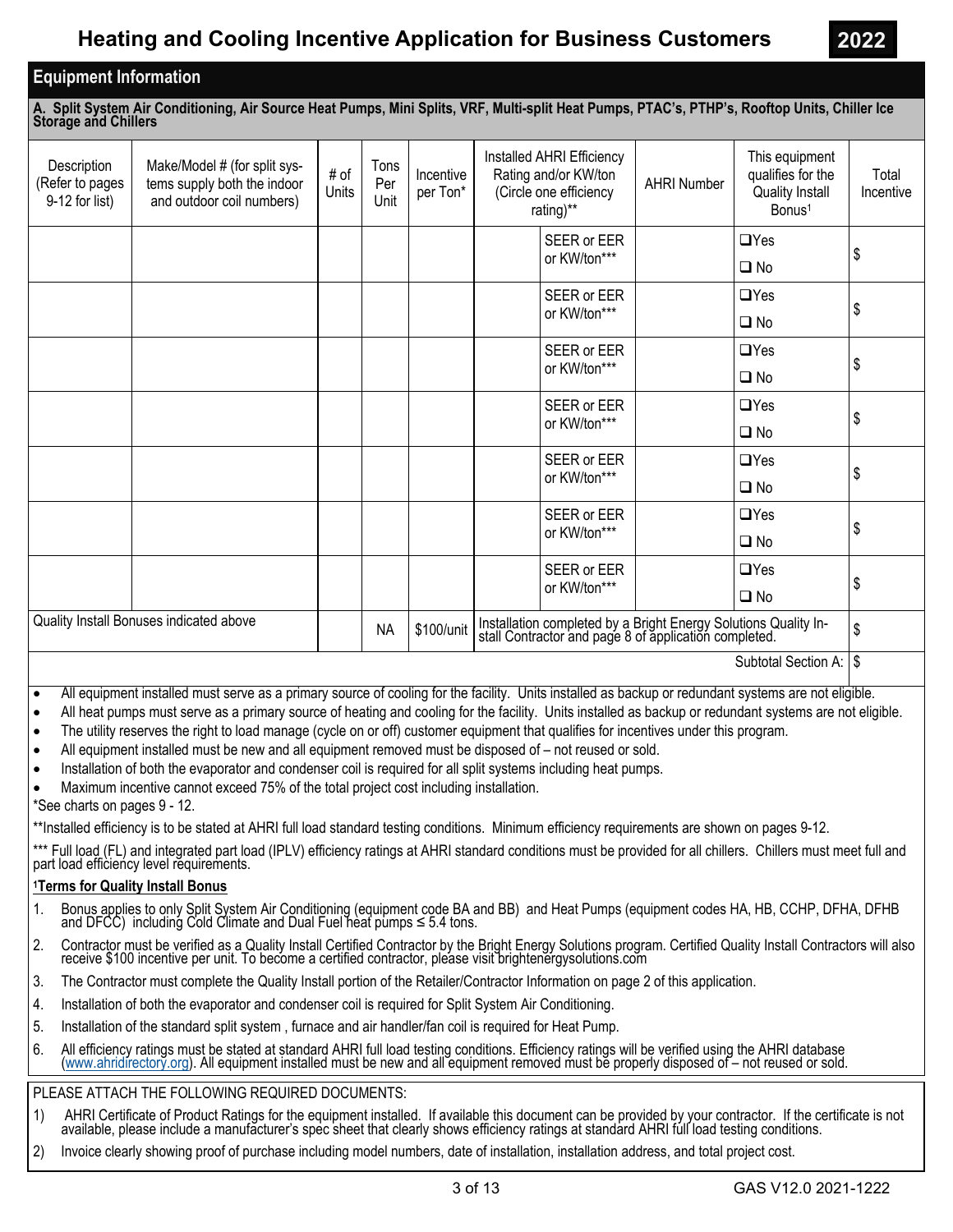# Heating and Cooling Incentive Application for Business Customers

**2022**

## Equipment Information

### A. Split System Air Conditioning, Air Source Heat Pumps, Mini Splits, VRF, Multi-split Heat Pumps, PTAC's, PTHP's, Rooftop Units, Chiller Ice Storage and Chillers

| Description (Refer to pages 9-12 for list) | Make/Model # (for split systems supply both the indoor and outdoor coil numbers) | # of Units | Tons Per Unit | Incentive per Ton* | Installed AHRI Efficiency Rating and/or KW/ton (Circle one efficiency rating)** | | AHRI Number | This equipment qualifies for the Quality Install Bonus[1] | Total Incentive |
|---|---|---|---|---|---|---|---|---|---|
| | | | | | | SEER or EER or KW/ton*** | | ❑Yes ❑ No | $ |
| | | | | | | SEER or EER or KW/ton*** | | ❑Yes ❑ No | $ |
| | | | | | | SEER or EER or KW/ton*** | | ❑Yes ❑ No | $ |
| | | | | | | SEER or EER or KW/ton*** | | ❑Yes ❑ No | $ |
| | | | | | | SEER or EER or KW/ton*** | | ❑Yes ❑ No | $ |
| | | | | | | SEER or EER or KW/ton*** | | ❑Yes ❑ No | $ |
| | | | | | | SEER or EER or KW/ton*** | | ❑Yes ❑ No | $ |
| Quality Install Bonuses indicated above | | | NA | $100/unit | Installation completed by a Bright Energy Solutions Quality Install Contractor and page 8 of application completed. | | | | $ |
| | | | | | | | | Subtotal Section A: | $ |

- All equipment installed must serve as a primary source of cooling for the facility. Units installed as backup or redundant systems are not eligible.
- All heat pumps must serve as a primary source of heating and cooling for the facility. Units installed as backup or redundant systems are not eligible.
- The utility reserves the right to load manage (cycle on or off) customer equipment that qualifies for incentives under this program.
- All equipment installed must be new and all equipment removed must be disposed of – not reused or sold.
- Installation of both the evaporator and condenser coil is required for all split systems including heat pumps.
- Maximum incentive cannot exceed 75% of the total project cost including installation.

*See charts on pages 9 - 12.

**Installed efficiency is to be stated at AHRI full load standard testing conditions. Minimum efficiency requirements are shown on pages 9-12.

*** Full load (FL) and integrated part load (IPLV) efficiency ratings at AHRI standard conditions must be provided for all chillers. Chillers must meet full and part load efficiency level requirements.

**[1]Terms for Quality Install Bonus**

1. Bonus applies to only Split System Air Conditioning (equipment code BA and BB) and Heat Pumps (equipment codes HA, HB, CCHP, DFHA, DFHB and DFCC) including Cold Climate and Dual Fuel heat pumps ≤ 5.4 tons.
2. Contractor must be verified as a Quality Install Certified Contractor by the Bright Energy Solutions program. Certified Quality Install Contractors will also receive $100 incentive per unit. To become a certified contractor, please visit brightenergysolutions.com
3. The Contractor must complete the Quality Install portion of the Retailer/Contractor Information on page 2 of this application.
4. Installation of both the evaporator and condenser coil is required for Split System Air Conditioning.
5. Installation of the standard split system , furnace and air handler/fan coil is required for Heat Pump.
6. All efficiency ratings must be stated at standard AHRI full load testing conditions. Efficiency ratings will be verified using the AHRI database (www.ahridirectory.org). All equipment installed must be new and all equipment removed must be properly disposed of – not reused or sold.

PLEASE ATTACH THE FOLLOWING REQUIRED DOCUMENTS:

1) AHRI Certificate of Product Ratings for the equipment installed. If available this document can be provided by your contractor. If the certificate is not available, please include a manufacturer's spec sheet that clearly shows efficiency ratings at standard AHRI full load testing conditions.
2) Invoice clearly showing proof of purchase including model numbers, date of installation, installation address, and total project cost.

GAS V12.0 2021-1222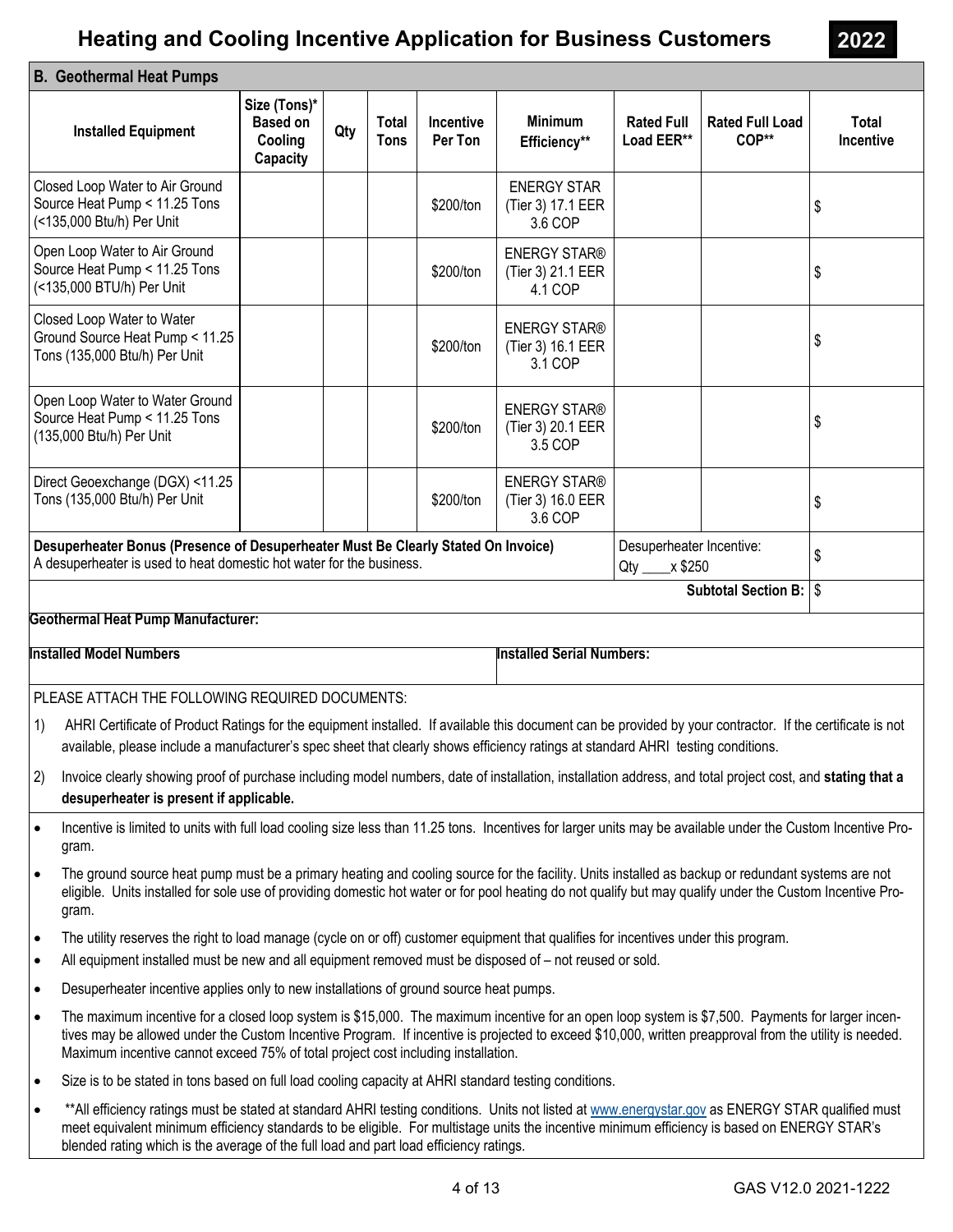# Heating and Cooling Incentive Application for Business Customers

**2022**

## B. Geothermal Heat Pumps

| Installed Equipment | Size (Tons)* Based on Cooling Capacity | Qty | Total Tons | Incentive Per Ton | Minimum Efficiency** | Rated Full Load EER** | Rated Full Load COP** | Total Incentive |
|---|---|---|---|---|---|---|---|---|
| Closed Loop Water to Air Ground Source Heat Pump < 11.25 Tons (<135,000 Btu/h) Per Unit | | | | $200/ton | ENERGY STAR (Tier 3) 17.1 EER 3.6 COP | | | $ |
| Open Loop Water to Air Ground Source Heat Pump < 11.25 Tons (<135,000 BTU/h) Per Unit | | | | $200/ton | ENERGY STAR® (Tier 3) 21.1 EER 4.1 COP | | | $ |
| Closed Loop Water to Water Ground Source Heat Pump < 11.25 Tons (135,000 Btu/h) Per Unit | | | | $200/ton | ENERGY STAR® (Tier 3) 16.1 EER 3.1 COP | | | $ |
| Open Loop Water to Water Ground Source Heat Pump < 11.25 Tons (135,000 Btu/h) Per Unit | | | | $200/ton | ENERGY STAR® (Tier 3) 20.1 EER 3.5 COP | | | $ |
| Direct Geoexchange (DGX) <11.25 Tons (135,000 Btu/h) Per Unit | | | | $200/ton | ENERGY STAR® (Tier 3) 16.0 EER 3.6 COP | | | $ |
| **Desuperheater Bonus (Presence of Desuperheater Must Be Clearly Stated On Invoice)** A desuperheater is used to heat domestic hot water for the business. | | | | | | Desuperheater Incentive: Qty ____x $250 | | $ |
| | | | | | | | **Subtotal Section B:** | $ |

**Geothermal Heat Pump Manufacturer:**

**Installed Model Numbers**

**Installed Serial Numbers:**

PLEASE ATTACH THE FOLLOWING REQUIRED DOCUMENTS:

1) AHRI Certificate of Product Ratings for the equipment installed. If available this document can be provided by your contractor. If the certificate is not available, please include a manufacturer's spec sheet that clearly shows efficiency ratings at standard AHRI testing conditions.
2) Invoice clearly showing proof of purchase including model numbers, date of installation, installation address, and total project cost, and **stating that a desuperheater is present if applicable.**

- Incentive is limited to units with full load cooling size less than 11.25 tons. Incentives for larger units may be available under the Custom Incentive Program.
- The ground source heat pump must be a primary heating and cooling source for the facility. Units installed as backup or redundant systems are not eligible. Units installed for sole use of providing domestic hot water or for pool heating do not qualify but may qualify under the Custom Incentive Program.
- The utility reserves the right to load manage (cycle on or off) customer equipment that qualifies for incentives under this program.
- All equipment installed must be new and all equipment removed must be disposed of – not reused or sold.
- Desuperheater incentive applies only to new installations of ground source heat pumps.
- The maximum incentive for a closed loop system is $15,000. The maximum incentive for an open loop system is $7,500. Payments for larger incentives may be allowed under the Custom Incentive Program. If incentive is projected to exceed $10,000, written preapproval from the utility is needed. Maximum incentive cannot exceed 75% of total project cost including installation.
- Size is to be stated in tons based on full load cooling capacity at AHRI standard testing conditions.
- **All efficiency ratings must be stated at standard AHRI testing conditions. Units not listed at www.energystar.gov as ENERGY STAR qualified must meet equivalent minimum efficiency standards to be eligible. For multistage units the incentive minimum efficiency is based on ENERGY STAR's blended rating which is the average of the full load and part load efficiency ratings.

GAS V12.0 2021-1222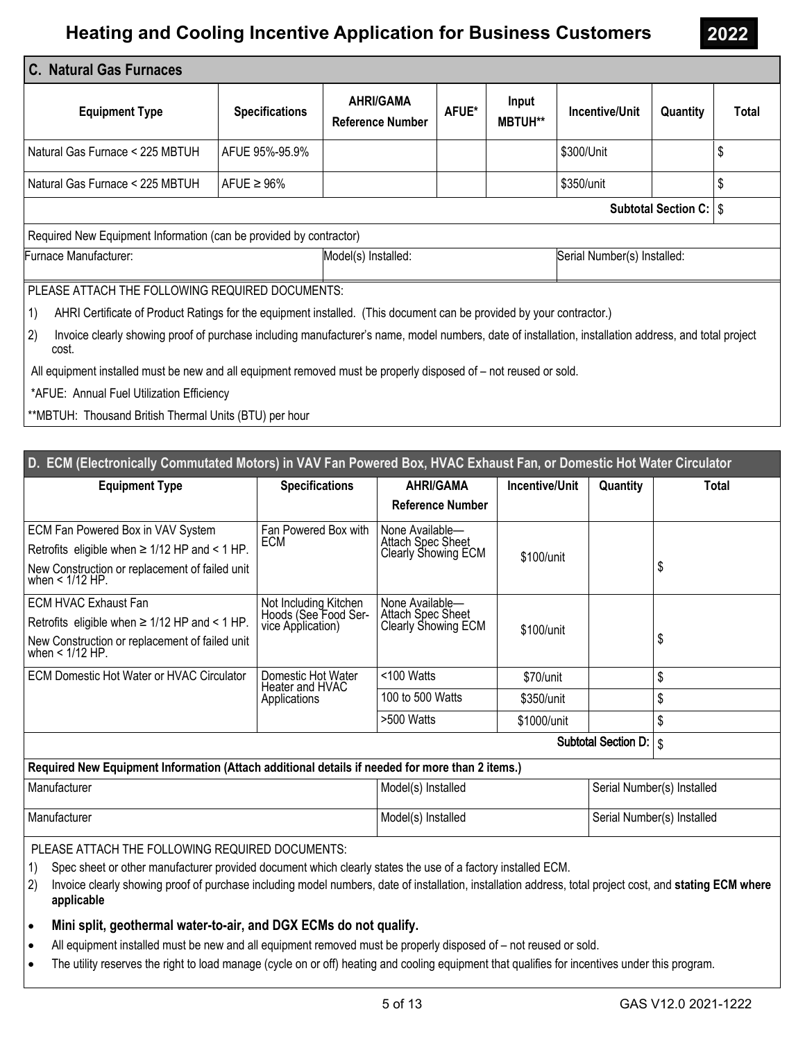# Heating and Cooling Incentive Application for Business Customers 2022

## C. Natural Gas Furnaces

| Equipment Type | Specifications | AHRI/GAMA Reference Number | AFUE* | Input MBTUH** | Incentive/Unit | Quantity | Total |
|---|---|---|---|---|---|---|---|
| Natural Gas Furnace < 225 MBTUH | AFUE 95%-95.9% | | | | $300/Unit | | $ |
| Natural Gas Furnace < 225 MBTUH | AFUE ≥ 96% | | | | $350/unit | | $ |
| | | | | | | **Subtotal Section C:** | $ |

Required New Equipment Information (can be provided by contractor)

| Furnace Manufacturer: | Model(s) Installed: | Serial Number(s) Installed: |
|---|---|---|
| | | |

PLEASE ATTACH THE FOLLOWING REQUIRED DOCUMENTS:

1) AHRI Certificate of Product Ratings for the equipment installed. (This document can be provided by your contractor.)
2) Invoice clearly showing proof of purchase including manufacturer's name, model numbers, date of installation, installation address, and total project cost.

All equipment installed must be new and all equipment removed must be properly disposed of – not reused or sold.

*AFUE: Annual Fuel Utilization Efficiency

**MBTUH: Thousand British Thermal Units (BTU) per hour

## D. ECM (Electronically Commutated Motors) in VAV Fan Powered Box, HVAC Exhaust Fan, or Domestic Hot Water Circulator

| Equipment Type | Specifications | AHRI/GAMA Reference Number | Incentive/Unit | Quantity | Total |
|---|---|---|---|---|---|
| ECM Fan Powered Box in VAV System<br>Retrofits eligible when ≥ 1/12 HP and < 1 HP.<br>New Construction or replacement of failed unit when < 1/12 HP. | Fan Powered Box with ECM | None Available—Attach Spec Sheet Clearly Showing ECM | $100/unit | | $ |
| ECM HVAC Exhaust Fan<br>Retrofits eligible when ≥ 1/12 HP and < 1 HP.<br>New Construction or replacement of failed unit when < 1/12 HP. | Not Including Kitchen Hoods (See Food Service Application) | None Available—Attach Spec Sheet Clearly Showing ECM | $100/unit | | $ |
| ECM Domestic Hot Water or HVAC Circulator | Domestic Hot Water Heater and HVAC Applications | <100 Watts | $70/unit | | $ |
| | | 100 to 500 Watts | $350/unit | | $ |
| | | >500 Watts | $1000/unit | | $ |
| | | | | **Subtotal Section D:** | $ |

**Required New Equipment Information (Attach additional details if needed for more than 2 items.)**

| Manufacturer | Model(s) Installed | Serial Number(s) Installed |
|---|---|---|
| Manufacturer | Model(s) Installed | Serial Number(s) Installed |

PLEASE ATTACH THE FOLLOWING REQUIRED DOCUMENTS:

1) Spec sheet or other manufacturer provided document which clearly states the use of a factory installed ECM.
2) Invoice clearly showing proof of purchase including model numbers, date of installation, installation address, total project cost, and **stating ECM where applicable**

- **Mini split, geothermal water-to-air, and DGX ECMs do not qualify.**
- All equipment installed must be new and all equipment removed must be properly disposed of – not reused or sold.
- The utility reserves the right to load manage (cycle on or off) heating and cooling equipment that qualifies for incentives under this program.

GAS V12.0 2021-1222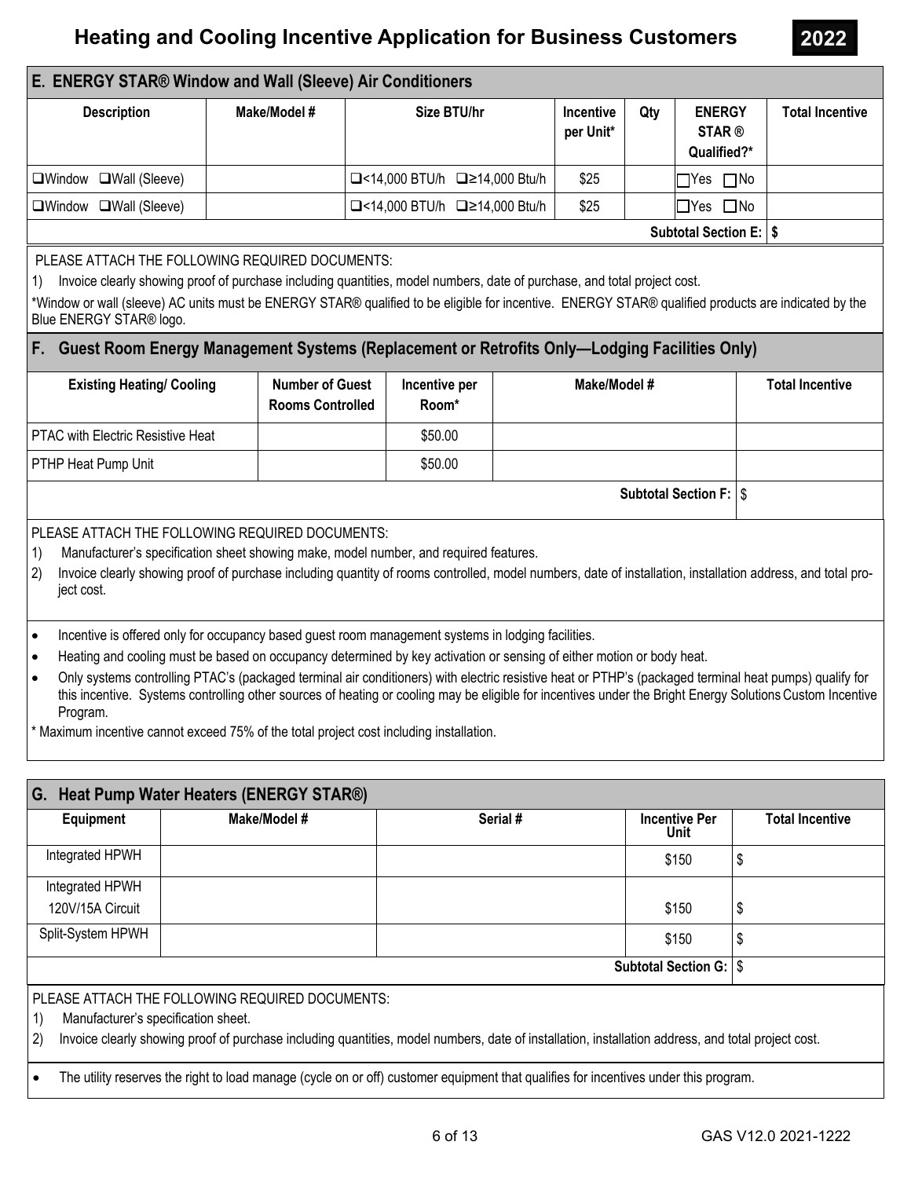# Heating and Cooling Incentive Application for Business Customers 2022

## E. ENERGY STAR® Window and Wall (Sleeve) Air Conditioners

| Description | Make/Model # | Size BTU/hr | Incentive per Unit* | Qty | ENERGY STAR ® Qualified?* | Total Incentive |
|---|---|---|---|---|---|---|
| ❑Window ❑Wall (Sleeve) | | ❑<14,000 BTU/h ❑≥14,000 Btu/h | $25 | | ☐Yes ☐No | |
| ❑Window ❑Wall (Sleeve) | | ❑<14,000 BTU/h ❑≥14,000 Btu/h | $25 | | ☐Yes ☐No | |
| | | | | | **Subtotal Section E:** | **$** |

PLEASE ATTACH THE FOLLOWING REQUIRED DOCUMENTS:

1) Invoice clearly showing proof of purchase including quantities, model numbers, date of purchase, and total project cost.

*Window or wall (sleeve) AC units must be ENERGY STAR® qualified to be eligible for incentive. ENERGY STAR® qualified products are indicated by the Blue ENERGY STAR® logo.

## F. Guest Room Energy Management Systems (Replacement or Retrofits Only—Lodging Facilities Only)

| Existing Heating/ Cooling | Number of Guest Rooms Controlled | Incentive per Room* | Make/Model # | Total Incentive |
|---|---|---|---|---|
| PTAC with Electric Resistive Heat | | $50.00 | | |
| PTHP Heat Pump Unit | | $50.00 | | |
| | | | **Subtotal Section F:** | $ |

PLEASE ATTACH THE FOLLOWING REQUIRED DOCUMENTS:

1) Manufacturer's specification sheet showing make, model number, and required features.
2) Invoice clearly showing proof of purchase including quantity of rooms controlled, model numbers, date of installation, installation address, and total project cost.

- Incentive is offered only for occupancy based guest room management systems in lodging facilities.
- Heating and cooling must be based on occupancy determined by key activation or sensing of either motion or body heat.
- Only systems controlling PTAC's (packaged terminal air conditioners) with electric resistive heat or PTHP's (packaged terminal heat pumps) qualify for this incentive. Systems controlling other sources of heating or cooling may be eligible for incentives under the Bright Energy Solutions Custom Incentive Program.

* Maximum incentive cannot exceed 75% of the total project cost including installation.

## G. Heat Pump Water Heaters (ENERGY STAR®)

| Equipment | Make/Model # | Serial # | Incentive Per Unit | Total Incentive |
|---|---|---|---|---|
| Integrated HPWH | | | $150 | $ |
| Integrated HPWH 120V/15A Circuit | | | $150 | $ |
| Split-System HPWH | | | $150 | $ |
| | | | **Subtotal Section G:** | $ |

PLEASE ATTACH THE FOLLOWING REQUIRED DOCUMENTS:

1) Manufacturer's specification sheet.
2) Invoice clearly showing proof of purchase including quantities, model numbers, date of installation, installation address, and total project cost.

- The utility reserves the right to load manage (cycle on or off) customer equipment that qualifies for incentives under this program.

GAS V12.0 2021-1222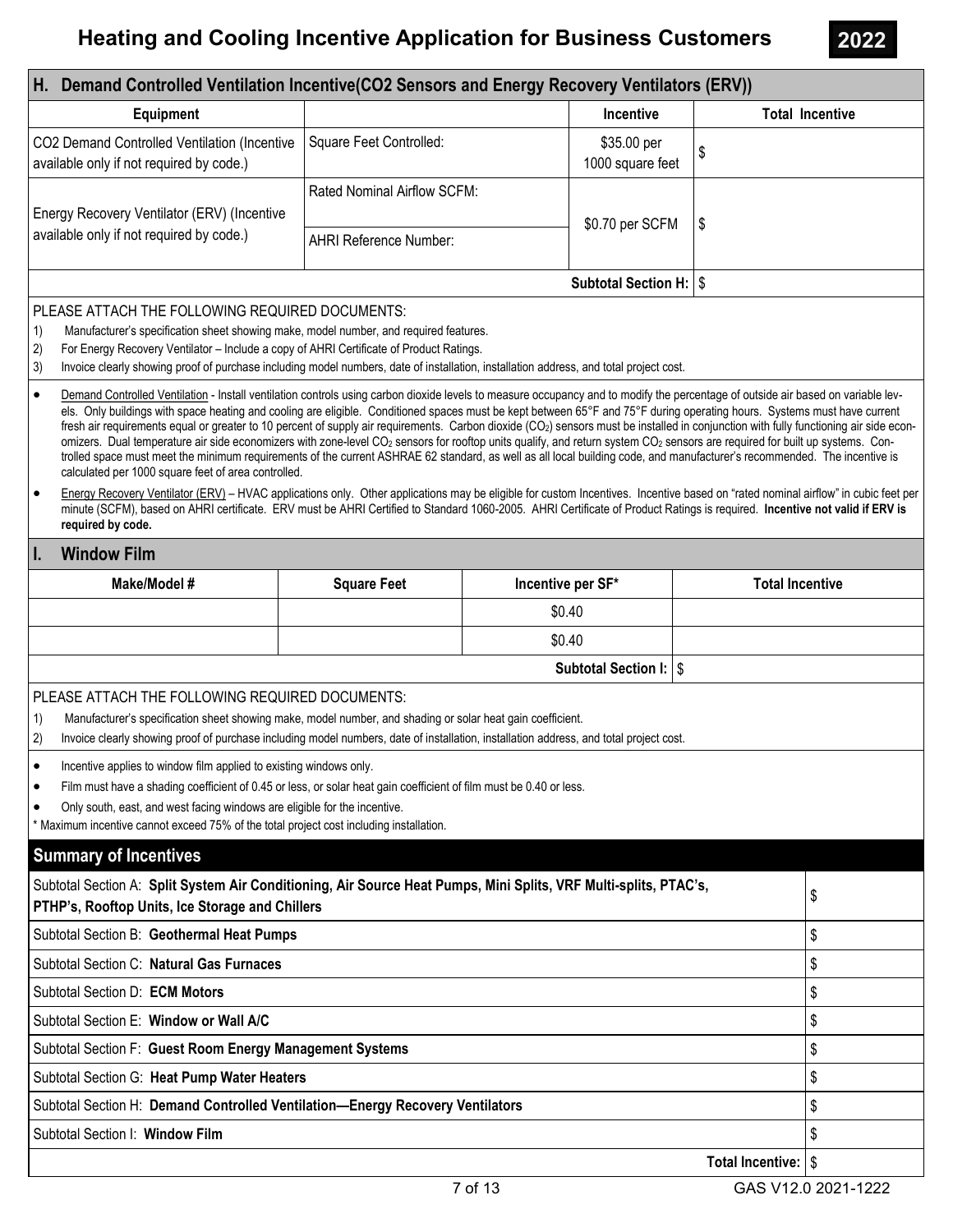# Heating and Cooling Incentive Application for Business Customers

**2022**

## H. Demand Controlled Ventilation Incentive(CO2 Sensors and Energy Recovery Ventilators (ERV))

| Equipment | | Incentive | Total Incentive |
|---|---|---|---|
| CO2 Demand Controlled Ventilation (Incentive available only if not required by code.) | Square Feet Controlled: | \$35.00 per 1000 square feet | \$ |
| Energy Recovery Ventilator (ERV) (Incentive available only if not required by code.) | Rated Nominal Airflow SCFM: | \$0.70 per SCFM | \$ |
| | AHRI Reference Number: | | |
| | | **Subtotal Section H:** | \$ |

PLEASE ATTACH THE FOLLOWING REQUIRED DOCUMENTS:

1) Manufacturer's specification sheet showing make, model number, and required features.
2) For Energy Recovery Ventilator – Include a copy of AHRI Certificate of Product Ratings.
3) Invoice clearly showing proof of purchase including model numbers, date of installation, installation address, and total project cost.

- Demand Controlled Ventilation - Install ventilation controls using carbon dioxide levels to measure occupancy and to modify the percentage of outside air based on variable levels. Only buildings with space heating and cooling are eligible. Conditioned spaces must be kept between 65°F and 75°F during operating hours. Systems must have current fresh air requirements equal or greater to 10 percent of supply air requirements. Carbon dioxide ($CO_2$) sensors must be installed in conjunction with fully functioning air side economizers. Dual temperature air side economizers with zone-level $CO_2$ sensors for rooftop units qualify, and return system $CO_2$ sensors are required for built up systems. Controlled space must meet the minimum requirements of the current ASHRAE 62 standard, as well as all local building code, and manufacturer's recommended. The incentive is calculated per 1000 square feet of area controlled.
- Energy Recovery Ventilator (ERV) – HVAC applications only. Other applications may be eligible for custom Incentives. Incentive based on "rated nominal airflow" in cubic feet per minute (SCFM), based on AHRI certificate. ERV must be AHRI Certified to Standard 1060-2005. AHRI Certificate of Product Ratings is required. **Incentive not valid if ERV is required by code.**

## I. Window Film

| Make/Model # | Square Feet | Incentive per SF* | Total Incentive |
|---|---|---|---|
| | | \$0.40 | |
| | | \$0.40 | |
| | | **Subtotal Section I:** | \$ |

PLEASE ATTACH THE FOLLOWING REQUIRED DOCUMENTS:

1) Manufacturer's specification sheet showing make, model number, and shading or solar heat gain coefficient.
2) Invoice clearly showing proof of purchase including model numbers, date of installation, installation address, and total project cost.

- Incentive applies to window film applied to existing windows only.
- Film must have a shading coefficient of 0.45 or less, or solar heat gain coefficient of film must be 0.40 or less.
- Only south, east, and west facing windows are eligible for the incentive.

\* Maximum incentive cannot exceed 75% of the total project cost including installation.

## Summary of Incentives

| | |
|---|---|
| Subtotal Section A: **Split System Air Conditioning, Air Source Heat Pumps, Mini Splits, VRF Multi-splits, PTAC's, PTHP's, Rooftop Units, Ice Storage and Chillers** | \$ |
| Subtotal Section B: **Geothermal Heat Pumps** | \$ |
| Subtotal Section C: **Natural Gas Furnaces** | \$ |
| Subtotal Section D: **ECM Motors** | \$ |
| Subtotal Section E: **Window or Wall A/C** | \$ |
| Subtotal Section F: **Guest Room Energy Management Systems** | \$ |
| Subtotal Section G: **Heat Pump Water Heaters** | \$ |
| Subtotal Section H: **Demand Controlled Ventilation—Energy Recovery Ventilators** | \$ |
| Subtotal Section I: **Window Film** | \$ |
| **Total Incentive:** | \$ |

GAS V12.0 2021-1222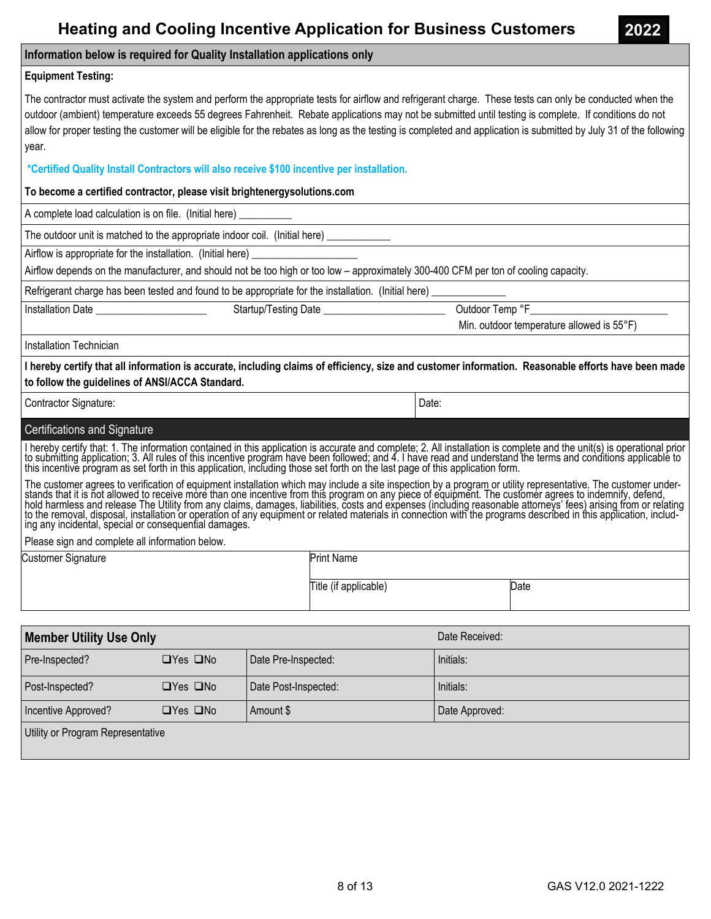# Heating and Cooling Incentive Application for Business Customers

**2022**

## Information below is required for Quality Installation applications only

**Equipment Testing:**

The contractor must activate the system and perform the appropriate tests for airflow and refrigerant charge. These tests can only be conducted when the outdoor (ambient) temperature exceeds 55 degrees Fahrenheit. Rebate applications may not be submitted until testing is complete. If conditions do not allow for proper testing the customer will be eligible for the rebates as long as the testing is completed and application is submitted by July 31 of the following year.

**\*Certified Quality Install Contractors will also receive $100 incentive per installation.**

**To become a certified contractor, please visit brightenergysolutions.com**

A complete load calculation is on file. (Initial here) __________

The outdoor unit is matched to the appropriate indoor coil. (Initial here) ____________

Airflow is appropriate for the installation. (Initial here) ____________________

Airflow depends on the manufacturer, and should not be too high or too low – approximately 300-400 CFM per ton of cooling capacity.

Refrigerant charge has been tested and found to be appropriate for the installation. (Initial here) ______________

Installation Date _____________________ Startup/Testing Date _______________________ Outdoor Temp °F__________________________
Min. outdoor temperature allowed is 55°F)

Installation Technician

**I hereby certify that all information is accurate, including claims of efficiency, size and customer information. Reasonable efforts have been made to follow the guidelines of ANSI/ACCA Standard.**

| Contractor Signature: | Date: |
|---|---|

## Certifications and Signature

I hereby certify that: 1. The information contained in this application is accurate and complete; 2. All installation is complete and the unit(s) is operational prior to submitting application; 3. All rules of this incentive program have been followed; and 4. I have read and understand the terms and conditions applicable to this incentive program as set forth in this application, including those set forth on the last page of this application form.

The customer agrees to verification of equipment installation which may include a site inspection by a program or utility representative. The customer understands that it is not allowed to receive more than one incentive from this program on any piece of equipment. The customer agrees to indemnify, defend, hold harmless and release The Utility from any claims, damages, liabilities, costs and expenses (including reasonable attorneys' fees) arising from or relating to the removal, disposal, installation or operation of any equipment or related materials in connection with the programs described in this application, including any incidental, special or consequential damages.

Please sign and complete all information below.

| Customer Signature | Print Name | |
|---|---|---|
| | Title (if applicable) | Date |

| Member Utility Use Only | | | Date Received: |
|---|---|---|---|
| Pre-Inspected? | ❑Yes ❑No | Date Pre-Inspected: | Initials: |
| Post-Inspected? | ❑Yes ❑No | Date Post-Inspected: | Initials: |
| Incentive Approved? | ❑Yes ❑No | Amount $ | Date Approved: |
| Utility or Program Representative | | | |

GAS V12.0 2021-1222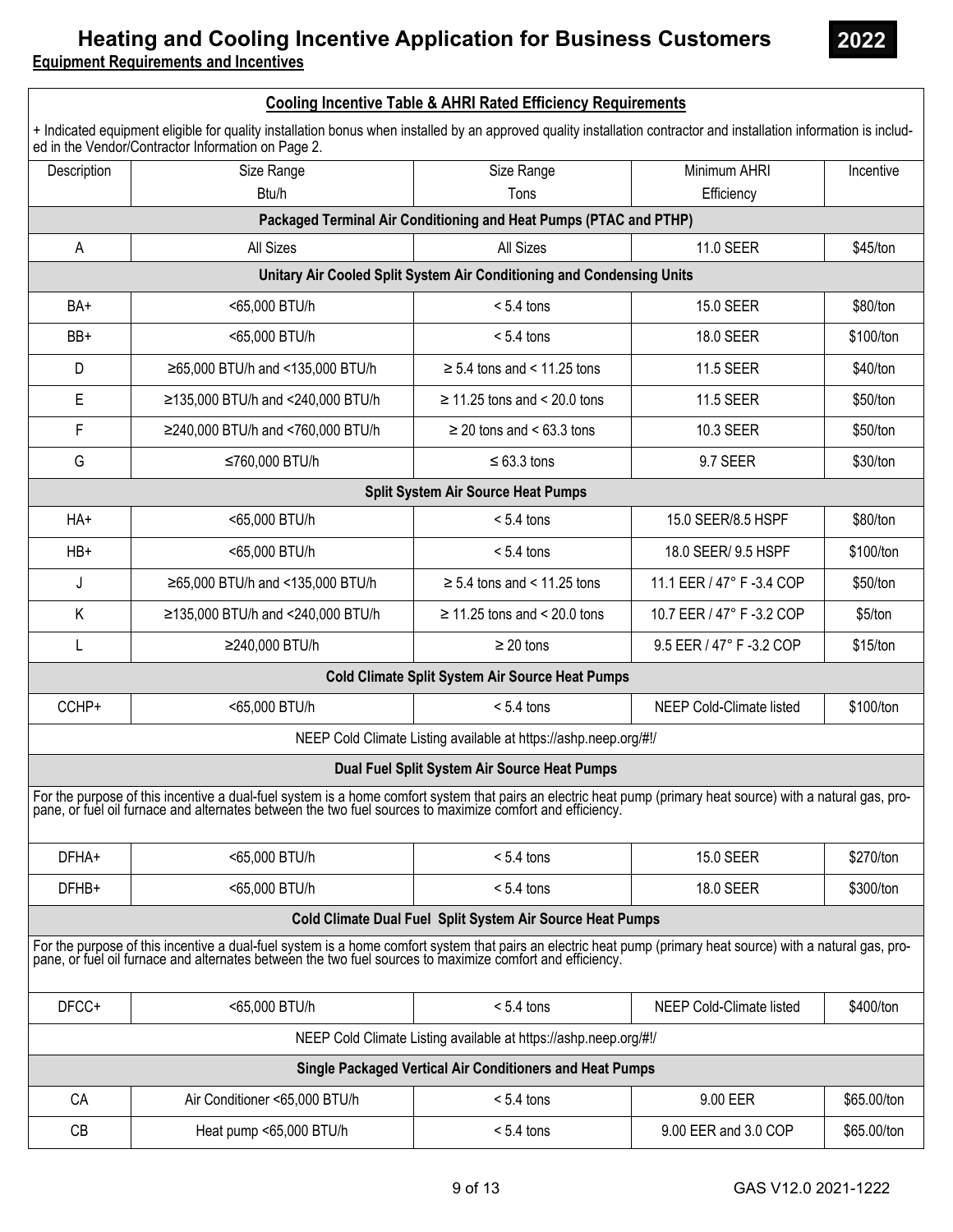# Heating and Cooling Incentive Application for Business Customers

**2022**

**Equipment Requirements and Incentives**

## Cooling Incentive Table & AHRI Rated Efficiency Requirements

+ Indicated equipment eligible for quality installation bonus when installed by an approved quality installation contractor and installation information is included in the Vendor/Contractor Information on Page 2.

| Description | Size Range Btu/h | Size Range Tons | Minimum AHRI Efficiency | Incentive |
|---|---|---|---|---|
| **Packaged Terminal Air Conditioning and Heat Pumps (PTAC and PTHP)** | | | | |
| A | All Sizes | All Sizes | 11.0 SEER | $45/ton |
| **Unitary Air Cooled Split System Air Conditioning and Condensing Units** | | | | |
| BA+ | <65,000 BTU/h | < 5.4 tons | 15.0 SEER | $80/ton |
| BB+ | <65,000 BTU/h | < 5.4 tons | 18.0 SEER | $100/ton |
| D | ≥65,000 BTU/h and <135,000 BTU/h | ≥ 5.4 tons and < 11.25 tons | 11.5 SEER | $40/ton |
| E | ≥135,000 BTU/h and <240,000 BTU/h | ≥ 11.25 tons and < 20.0 tons | 11.5 SEER | $50/ton |
| F | ≥240,000 BTU/h and <760,000 BTU/h | ≥ 20 tons and < 63.3 tons | 10.3 SEER | $50/ton |
| G | ≤760,000 BTU/h | ≤ 63.3 tons | 9.7 SEER | $30/ton |
| **Split System Air Source Heat Pumps** | | | | |
| HA+ | <65,000 BTU/h | < 5.4 tons | 15.0 SEER/8.5 HSPF | $80/ton |
| HB+ | <65,000 BTU/h | < 5.4 tons | 18.0 SEER/ 9.5 HSPF | $100/ton |
| J | ≥65,000 BTU/h and <135,000 BTU/h | ≥ 5.4 tons and < 11.25 tons | 11.1 EER / 47° F -3.4 COP | $50/ton |
| K | ≥135,000 BTU/h and <240,000 BTU/h | ≥ 11.25 tons and < 20.0 tons | 10.7 EER / 47° F -3.2 COP | $5/ton |
| L | ≥240,000 BTU/h | ≥ 20 tons | 9.5 EER / 47° F -3.2 COP | $15/ton |
| **Cold Climate Split System Air Source Heat Pumps** | | | | |
| CCHP+ | <65,000 BTU/h | < 5.4 tons | NEEP Cold-Climate listed | $100/ton |
| NEEP Cold Climate Listing available at https://ashp.neep.org/#!/ | | | | |
| **Dual Fuel Split System Air Source Heat Pumps** | | | | |
| For the purpose of this incentive a dual-fuel system is a home comfort system that pairs an electric heat pump (primary heat source) with a natural gas, propane, or fuel oil furnace and alternates between the two fuel sources to maximize comfort and efficiency. | | | | |
| DFHA+ | <65,000 BTU/h | < 5.4 tons | 15.0 SEER | $270/ton |
| DFHB+ | <65,000 BTU/h | < 5.4 tons | 18.0 SEER | $300/ton |
| **Cold Climate Dual Fuel Split System Air Source Heat Pumps** | | | | |
| For the purpose of this incentive a dual-fuel system is a home comfort system that pairs an electric heat pump (primary heat source) with a natural gas, propane, or fuel oil furnace and alternates between the two fuel sources to maximize comfort and efficiency. | | | | |
| DFCC+ | <65,000 BTU/h | < 5.4 tons | NEEP Cold-Climate listed | $400/ton |
| NEEP Cold Climate Listing available at https://ashp.neep.org/#!/ | | | | |
| **Single Packaged Vertical Air Conditioners and Heat Pumps** | | | | |
| CA | Air Conditioner <65,000 BTU/h | < 5.4 tons | 9.00 EER | $65.00/ton |
| CB | Heat pump <65,000 BTU/h | < 5.4 tons | 9.00 EER and 3.0 COP | $65.00/ton |

GAS V12.0 2021-1222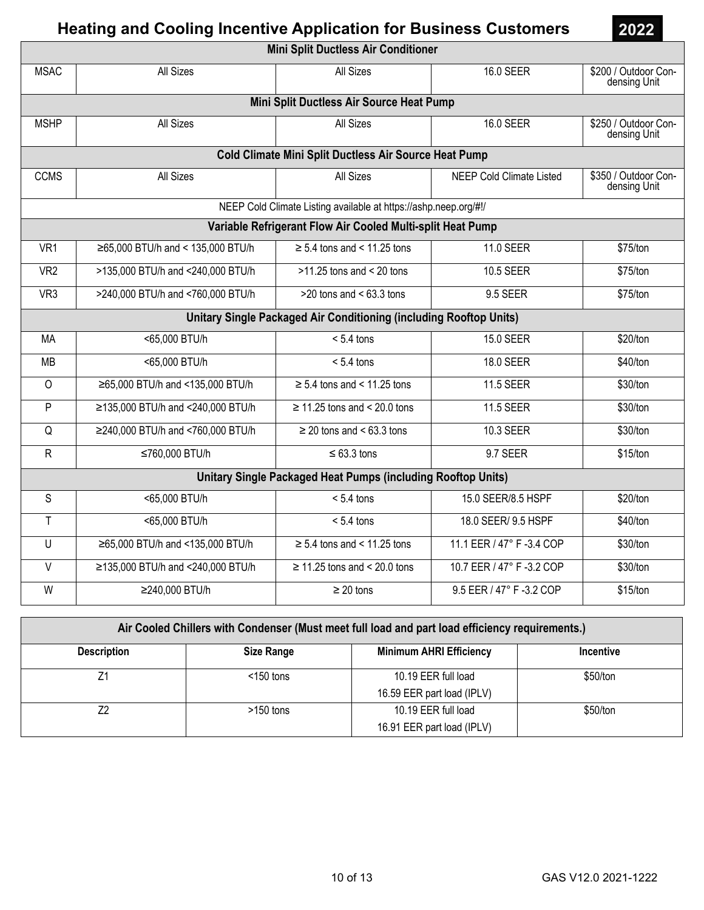# Heating and Cooling Incentive Application for Business Customers 2022

| | | | | |
|---|---|---|---|---|
| **Mini Split Ductless Air Conditioner** | | | | |
| MSAC | All Sizes | All Sizes | 16.0 SEER | $200 / Outdoor Condensing Unit |
| **Mini Split Ductless Air Source Heat Pump** | | | | |
| MSHP | All Sizes | All Sizes | 16.0 SEER | $250 / Outdoor Condensing Unit |
| **Cold Climate Mini Split Ductless Air Source Heat Pump** | | | | |
| CCMS | All Sizes | All Sizes | NEEP Cold Climate Listed | $350 / Outdoor Condensing Unit |
| NEEP Cold Climate Listing available at https://ashp.neep.org/#!/ | | | | |
| **Variable Refrigerant Flow Air Cooled Multi-split Heat Pump** | | | | |
| VR1 | ≥65,000 BTU/h and < 135,000 BTU/h | ≥ 5.4 tons and < 11.25 tons | 11.0 SEER | $75/ton |
| VR2 | >135,000 BTU/h and <240,000 BTU/h | >11.25 tons and < 20 tons | 10.5 SEER | $75/ton |
| VR3 | >240,000 BTU/h and <760,000 BTU/h | >20 tons and < 63.3 tons | 9.5 SEER | $75/ton |
| **Unitary Single Packaged Air Conditioning (including Rooftop Units)** | | | | |
| MA | <65,000 BTU/h | < 5.4 tons | 15.0 SEER | $20/ton |
| MB | <65,000 BTU/h | < 5.4 tons | 18.0 SEER | $40/ton |
| O | ≥65,000 BTU/h and <135,000 BTU/h | ≥ 5.4 tons and < 11.25 tons | 11.5 SEER | $30/ton |
| P | ≥135,000 BTU/h and <240,000 BTU/h | ≥ 11.25 tons and < 20.0 tons | 11.5 SEER | $30/ton |
| Q | ≥240,000 BTU/h and <760,000 BTU/h | ≥ 20 tons and < 63.3 tons | 10.3 SEER | $30/ton |
| R | ≤760,000 BTU/h | ≤ 63.3 tons | 9.7 SEER | $15/ton |
| **Unitary Single Packaged Heat Pumps (including Rooftop Units)** | | | | |
| S | <65,000 BTU/h | < 5.4 tons | 15.0 SEER/8.5 HSPF | $20/ton |
| T | <65,000 BTU/h | < 5.4 tons | 18.0 SEER/ 9.5 HSPF | $40/ton |
| U | ≥65,000 BTU/h and <135,000 BTU/h | ≥ 5.4 tons and < 11.25 tons | 11.1 EER / 47° F -3.4 COP | $30/ton |
| V | ≥135,000 BTU/h and <240,000 BTU/h | ≥ 11.25 tons and < 20.0 tons | 10.7 EER / 47° F -3.2 COP | $30/ton |
| W | ≥240,000 BTU/h | ≥ 20 tons | 9.5 EER / 47° F -3.2 COP | $15/ton |

| Air Cooled Chillers with Condenser (Must meet full load and part load efficiency requirements.) | | | |
|---|---|---|---|
| **Description** | **Size Range** | **Minimum AHRI Efficiency** | **Incentive** |
| Z1 | <150 tons | 10.19 EER full load<br>16.59 EER part load (IPLV) | $50/ton |
| Z2 | >150 tons | 10.19 EER full load<br>16.91 EER part load (IPLV) | $50/ton |

GAS V12.0 2021-1222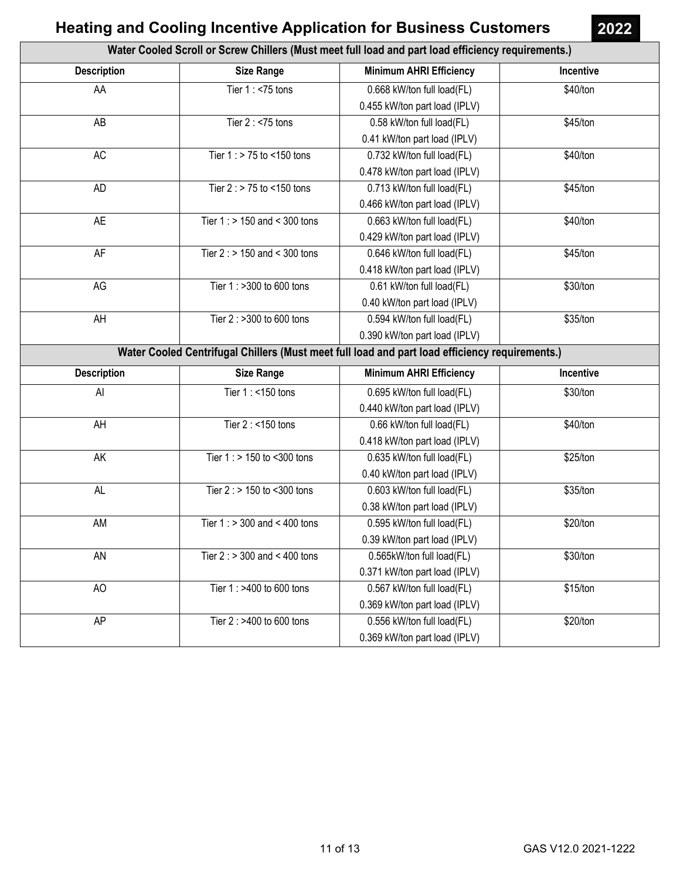# Heating and Cooling Incentive Application for Business Customers **2022**

| Water Cooled Scroll or Screw Chillers (Must meet full load and part load efficiency requirements.) | | | |
|---|---|---|---|
| **Description** | **Size Range** | **Minimum AHRI Efficiency** | **Incentive** |
| AA | Tier 1 : <75 tons | 0.668 kW/ton full load(FL)<br>0.455 kW/ton part load (IPLV) | $40/ton |
| AB | Tier 2 : <75 tons | 0.58 kW/ton full load(FL)<br>0.41 kW/ton part load (IPLV) | $45/ton |
| AC | Tier 1 : > 75 to <150 tons | 0.732 kW/ton full load(FL)<br>0.478 kW/ton part load (IPLV) | $40/ton |
| AD | Tier 2 : > 75 to <150 tons | 0.713 kW/ton full load(FL)<br>0.466 kW/ton part load (IPLV) | $45/ton |
| AE | Tier 1 : > 150 and < 300 tons | 0.663 kW/ton full load(FL)<br>0.429 kW/ton part load (IPLV) | $40/ton |
| AF | Tier 2 : > 150 and < 300 tons | 0.646 kW/ton full load(FL)<br>0.418 kW/ton part load (IPLV) | $45/ton |
| AG | Tier 1 : >300 to 600 tons | 0.61 kW/ton full load(FL)<br>0.40 kW/ton part load (IPLV) | $30/ton |
| AH | Tier 2 : >300 to 600 tons | 0.594 kW/ton full load(FL)<br>0.390 kW/ton part load (IPLV) | $35/ton |

| Water Cooled Centrifugal Chillers (Must meet full load and part load efficiency requirements.) | | | |
|---|---|---|---|
| **Description** | **Size Range** | **Minimum AHRI Efficiency** | **Incentive** |
| AI | Tier 1 : <150 tons | 0.695 kW/ton full load(FL)<br>0.440 kW/ton part load (IPLV) | $30/ton |
| AH | Tier 2 : <150 tons | 0.66 kW/ton full load(FL)<br>0.418 kW/ton part load (IPLV) | $40/ton |
| AK | Tier 1 : > 150 to <300 tons | 0.635 kW/ton full load(FL)<br>0.40 kW/ton part load (IPLV) | $25/ton |
| AL | Tier 2 : > 150 to <300 tons | 0.603 kW/ton full load(FL)<br>0.38 kW/ton part load (IPLV) | $35/ton |
| AM | Tier 1 : > 300 and < 400 tons | 0.595 kW/ton full load(FL)<br>0.39 kW/ton part load (IPLV) | $20/ton |
| AN | Tier 2 : > 300 and < 400 tons | 0.565kW/ton full load(FL)<br>0.371 kW/ton part load (IPLV) | $30/ton |
| AO | Tier 1 : >400 to 600 tons | 0.567 kW/ton full load(FL)<br>0.369 kW/ton part load (IPLV) | $15/ton |
| AP | Tier 2 : >400 to 600 tons | 0.556 kW/ton full load(FL)<br>0.369 kW/ton part load (IPLV) | $20/ton |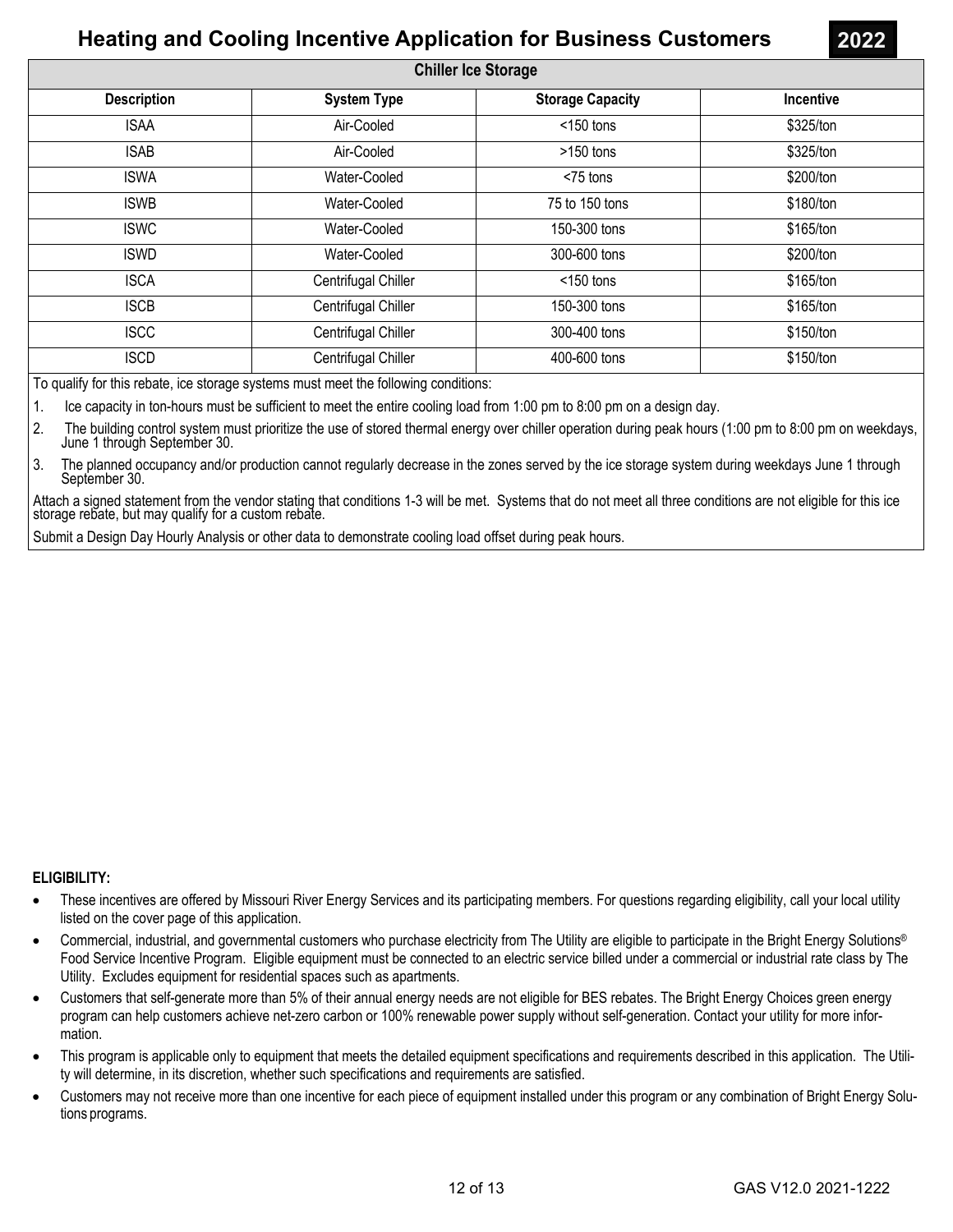# Heating and Cooling Incentive Application for Business Customers 2022

## Chiller Ice Storage

| Description | System Type | Storage Capacity | Incentive |
|---|---|---|---|
| ISAA | Air-Cooled | <150 tons | $325/ton |
| ISAB | Air-Cooled | >150 tons | $325/ton |
| ISWA | Water-Cooled | <75 tons | $200/ton |
| ISWB | Water-Cooled | 75 to 150 tons | $180/ton |
| ISWC | Water-Cooled | 150-300 tons | $165/ton |
| ISWD | Water-Cooled | 300-600 tons | $200/ton |
| ISCA | Centrifugal Chiller | <150 tons | $165/ton |
| ISCB | Centrifugal Chiller | 150-300 tons | $165/ton |
| ISCC | Centrifugal Chiller | 300-400 tons | $150/ton |
| ISCD | Centrifugal Chiller | 400-600 tons | $150/ton |

To qualify for this rebate, ice storage systems must meet the following conditions:

1. Ice capacity in ton-hours must be sufficient to meet the entire cooling load from 1:00 pm to 8:00 pm on a design day.
2. The building control system must prioritize the use of stored thermal energy over chiller operation during peak hours (1:00 pm to 8:00 pm on weekdays, June 1 through September 30.
3. The planned occupancy and/or production cannot regularly decrease in the zones served by the ice storage system during weekdays June 1 through September 30.

Attach a signed statement from the vendor stating that conditions 1-3 will be met. Systems that do not meet all three conditions are not eligible for this ice storage rebate, but may qualify for a custom rebate.

Submit a Design Day Hourly Analysis or other data to demonstrate cooling load offset during peak hours.

**ELIGIBILITY:**

- These incentives are offered by Missouri River Energy Services and its participating members. For questions regarding eligibility, call your local utility listed on the cover page of this application.
- Commercial, industrial, and governmental customers who purchase electricity from The Utility are eligible to participate in the Bright Energy Solutions® Food Service Incentive Program. Eligible equipment must be connected to an electric service billed under a commercial or industrial rate class by The Utility. Excludes equipment for residential spaces such as apartments.
- Customers that self-generate more than 5% of their annual energy needs are not eligible for BES rebates. The Bright Energy Choices green energy program can help customers achieve net-zero carbon or 100% renewable power supply without self-generation. Contact your utility for more information.
- This program is applicable only to equipment that meets the detailed equipment specifications and requirements described in this application. The Utility will determine, in its discretion, whether such specifications and requirements are satisfied.
- Customers may not receive more than one incentive for each piece of equipment installed under this program or any combination of Bright Energy Solutions programs.

GAS V12.0 2021-1222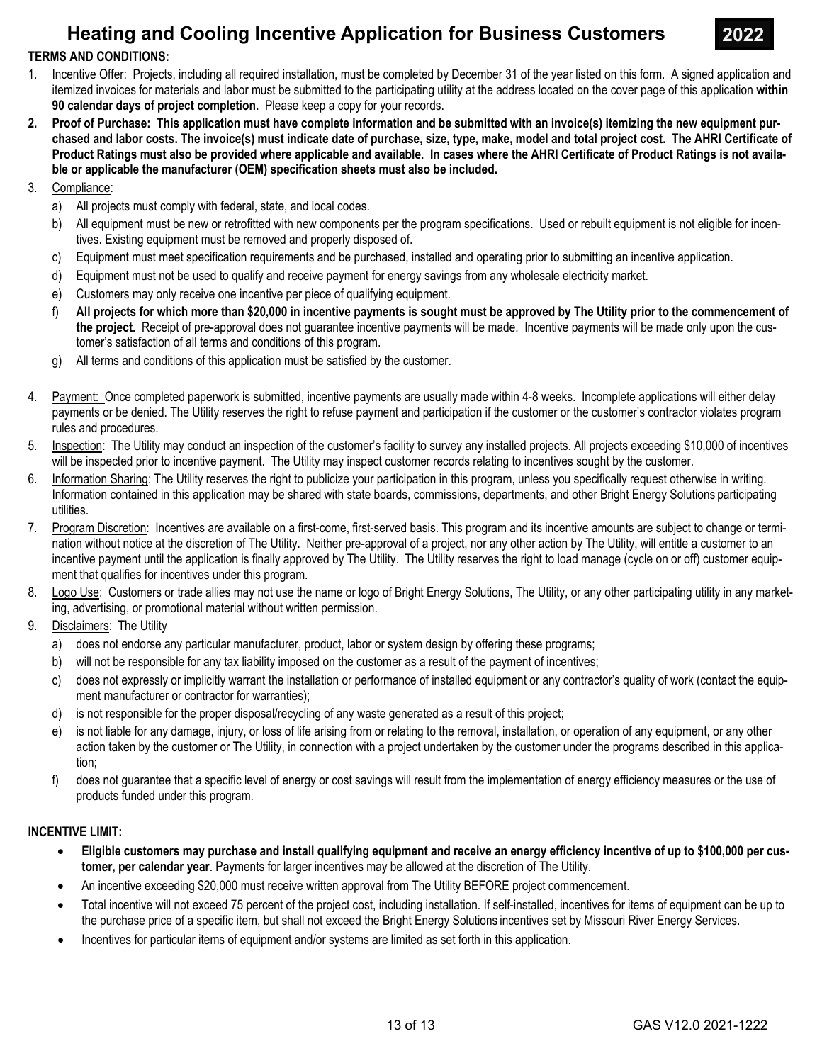# Heating and Cooling Incentive Application for Business Customers

**2022**

**TERMS AND CONDITIONS:**

1. Incentive Offer: Projects, including all required installation, must be completed by December 31 of the year listed on this form. A signed application and itemized invoices for materials and labor must be submitted to the participating utility at the address located on the cover page of this application **within 90 calendar days of project completion.** Please keep a copy for your records.
2. **Proof of Purchase: This application must have complete information and be submitted with an invoice(s) itemizing the new equipment purchased and labor costs. The invoice(s) must indicate date of purchase, size, type, make, model and total project cost. The AHRI Certificate of Product Ratings must also be provided where applicable and available. In cases where the AHRI Certificate of Product Ratings is not available or applicable the manufacturer (OEM) specification sheets must also be included.**
3. Compliance:
   a) All projects must comply with federal, state, and local codes.
   b) All equipment must be new or retrofitted with new components per the program specifications. Used or rebuilt equipment is not eligible for incentives. Existing equipment must be removed and properly disposed of.
   c) Equipment must meet specification requirements and be purchased, installed and operating prior to submitting an incentive application.
   d) Equipment must not be used to qualify and receive payment for energy savings from any wholesale electricity market.
   e) Customers may only receive one incentive per piece of qualifying equipment.
   f) **All projects for which more than $20,000 in incentive payments is sought must be approved by The Utility prior to the commencement of the project.** Receipt of pre-approval does not guarantee incentive payments will be made. Incentive payments will be made only upon the customer's satisfaction of all terms and conditions of this program.
   g) All terms and conditions of this application must be satisfied by the customer.
4. Payment: Once completed paperwork is submitted, incentive payments are usually made within 4-8 weeks. Incomplete applications will either delay payments or be denied. The Utility reserves the right to refuse payment and participation if the customer or the customer's contractor violates program rules and procedures.
5. Inspection: The Utility may conduct an inspection of the customer's facility to survey any installed projects. All projects exceeding $10,000 of incentives will be inspected prior to incentive payment. The Utility may inspect customer records relating to incentives sought by the customer.
6. Information Sharing: The Utility reserves the right to publicize your participation in this program, unless you specifically request otherwise in writing. Information contained in this application may be shared with state boards, commissions, departments, and other Bright Energy Solutions participating utilities.
7. Program Discretion: Incentives are available on a first-come, first-served basis. This program and its incentive amounts are subject to change or termination without notice at the discretion of The Utility. Neither pre-approval of a project, nor any other action by The Utility, will entitle a customer to an incentive payment until the application is finally approved by The Utility. The Utility reserves the right to load manage (cycle on or off) customer equipment that qualifies for incentives under this program.
8. Logo Use: Customers or trade allies may not use the name or logo of Bright Energy Solutions, The Utility, or any other participating utility in any marketing, advertising, or promotional material without written permission.
9. Disclaimers: The Utility
   a) does not endorse any particular manufacturer, product, labor or system design by offering these programs;
   b) will not be responsible for any tax liability imposed on the customer as a result of the payment of incentives;
   c) does not expressly or implicitly warrant the installation or performance of installed equipment or any contractor's quality of work (contact the equipment manufacturer or contractor for warranties);
   d) is not responsible for the proper disposal/recycling of any waste generated as a result of this project;
   e) is not liable for any damage, injury, or loss of life arising from or relating to the removal, installation, or operation of any equipment, or any other action taken by the customer or The Utility, in connection with a project undertaken by the customer under the programs described in this application;
   f) does not guarantee that a specific level of energy or cost savings will result from the implementation of energy efficiency measures or the use of products funded under this program.

**INCENTIVE LIMIT:**

- **Eligible customers may purchase and install qualifying equipment and receive an energy efficiency incentive of up to $100,000 per customer, per calendar year**. Payments for larger incentives may be allowed at the discretion of The Utility.
- An incentive exceeding $20,000 must receive written approval from The Utility BEFORE project commencement.
- Total incentive will not exceed 75 percent of the project cost, including installation. If self-installed, incentives for items of equipment can be up to the purchase price of a specific item, but shall not exceed the Bright Energy Solutions incentives set by Missouri River Energy Services.
- Incentives for particular items of equipment and/or systems are limited as set forth in this application.

GAS V12.0 2021-1222